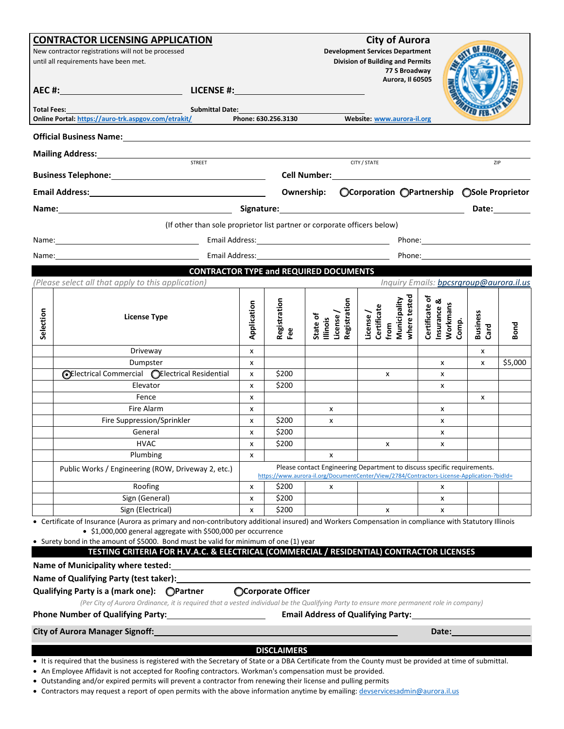## CONTRACTOR LICENSING APPLICATION

New contractor registrations will not be processed until all requirements have been met.

**City of Aurora**
**Development Services Department**
**Division of Building and Permits**
**77 S Broadway**
**Aurora, Il 60505**

**AEC #:** ____________ **LICENSE #:** ____________

**Total Fees:** ____________ **Submittal Date:** ____________

**Online Portal:** https://auro-trk.aspgov.com/etrakit/ **Phone: 630.256.3130** **Website:** www.aurora-il.org

**Official Business Name:** ____________

**Mailing Address:** ____________
STREET CITY / STATE ZIP

**Business Telephone:** ____________ **Cell Number:** ____________

**Email Address:** ____________ **Ownership:** ○Corporation ○Partnership ○Sole Proprietor

**Name:** ____________ **Signature:** ____________ **Date:** ____________

(If other than sole proprietor list partner or corporate officers below)

Name: ____________ Email Address: ____________ Phone: ____________

Name: ____________ Email Address: ____________ Phone: ____________

## CONTRACTOR TYPE and REQUIRED DOCUMENTS

*(Please select all that apply to this application)* *Inquiry Emails:* bpcsrgroup@aurora.il.us

| Selection | License Type | Application | Registration Fee | State of Illinois License / Registration | License / Certificate from Municipality where tested | Certificate of Insurance & Workmans Comp. | Business Card | Bond |
|---|---|---|---|---|---|---|---|---|
| | Driveway | x | | | | | x | |
| | Dumpster | x | | | | x | x | $5,000 |
| | ◉Electrical Commercial ○Electrical Residential | x | $200 | | x | x | | |
| | Elevator | x | $200 | | | x | | |
| | Fence | x | | | | | x | |
| | Fire Alarm | x | | x | | x | | |
| | Fire Suppression/Sprinkler | x | $200 | x | | x | | |
| | General | x | $200 | | | x | | |
| | HVAC | x | $200 | | x | x | | |
| | Plumbing | x | | x | | | | |
| | Public Works / Engineering (ROW, Driveway 2, etc.) | Please contact Engineering Department to discuss specific requirements. https://www.aurora-il.org/DocumentCenter/View/2784/Contractors-License-Application-?bidId= | | | | | | |
| | Roofing | x | $200 | x | | x | | |
| | Sign (General) | x | $200 | | | x | | |
| | Sign (Electrical) | x | $200 | | x | x | | |

- Certificate of Insurance (Aurora as primary and non-contributory additional insured) and Workers Compensation in compliance with Statutory Illinois
  - $1,000,000 general aggregate with $500,000 per occurrence
- Surety bond in the amount of $5000. Bond must be valid for minimum of one (1) year

## TESTING CRITERIA FOR H.V.A.C. & ELECTRICAL (COMMERCIAL / RESIDENTIAL) CONTRACTOR LICENSES

**Name of Municipality where tested:** ____________

**Name of Qualifying Party (test taker):** ____________

**Qualifying Party is a (mark one):** ○Partner ○Corporate Officer

*(Per City of Aurora Ordinance, it is required that a vested individual be the Qualifying Party to ensure more permanent role in company)*

**Phone Number of Qualifying Party:** ____________ **Email Address of Qualifying Party:** ____________

**City of Aurora Manager Signoff:** ____________ **Date:** ____________

## DISCLAIMERS

- It is required that the business is registered with the Secretary of State or a DBA Certificate from the County must be provided at time of submittal.
- An Employee Affidavit is not accepted for Roofing contractors. Workman's compensation must be provided.
- Outstanding and/or expired permits will prevent a contractor from renewing their license and pulling permits
- Contractors may request a report of open permits with the above information anytime by emailing: devservicesadmin@aurora.il.us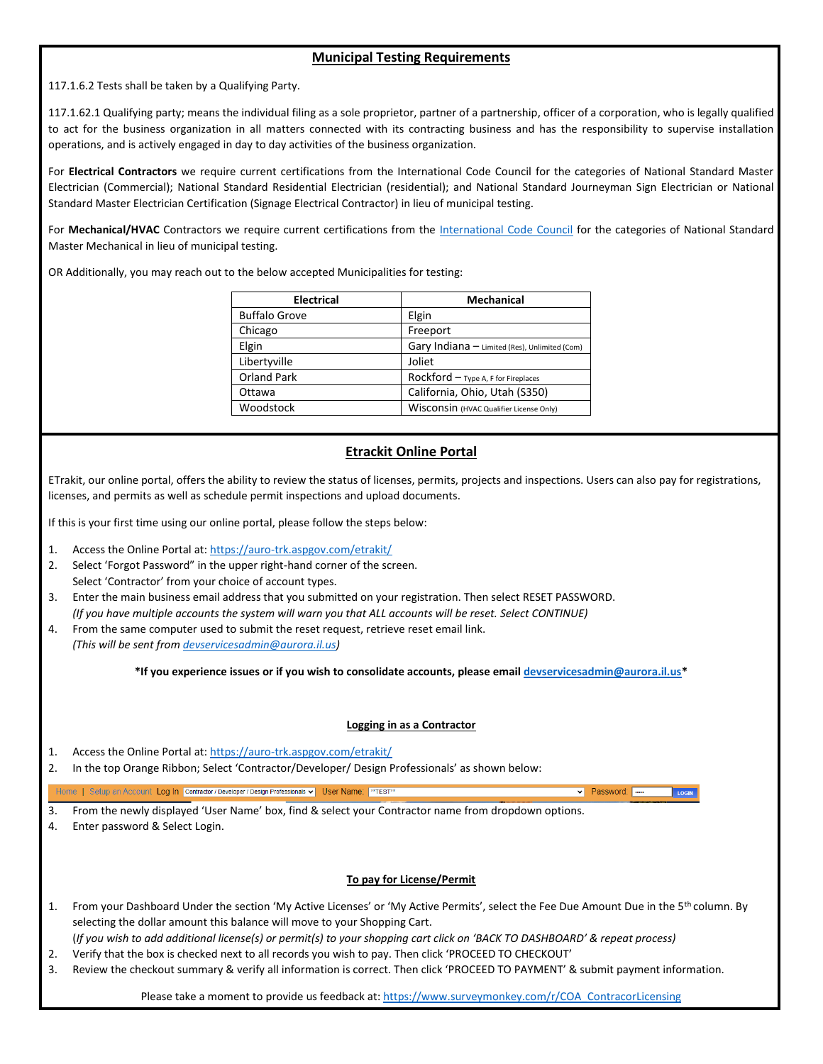## Municipal Testing Requirements

117.1.6.2 Tests shall be taken by a Qualifying Party.

117.1.62.1 Qualifying party; means the individual filing as a sole proprietor, partner of a partnership, officer of a corporation, who is legally qualified to act for the business organization in all matters connected with its contracting business and has the responsibility to supervise installation operations, and is actively engaged in day to day activities of the business organization.

For **Electrical Contractors** we require current certifications from the International Code Council for the categories of National Standard Master Electrician (Commercial); National Standard Residential Electrician (residential); and National Standard Journeyman Sign Electrician or National Standard Master Electrician Certification (Signage Electrical Contractor) in lieu of municipal testing.

For **Mechanical/HVAC** Contractors we require current certifications from the International Code Council for the categories of National Standard Master Mechanical in lieu of municipal testing.

OR Additionally, you may reach out to the below accepted Municipalities for testing:

| Electrical | Mechanical |
|---|---|
| Buffalo Grove | Elgin |
| Chicago | Freeport |
| Elgin | Gary Indiana – Limited (Res), Unlimited (Com) |
| Libertyville | Joliet |
| Orland Park | Rockford – Type A, F for Fireplaces |
| Ottawa | California, Ohio, Utah (S350) |
| Woodstock | Wisconsin (HVAC Qualifier License Only) |

## Etrackit Online Portal

ETrakit, our online portal, offers the ability to review the status of licenses, permits, projects and inspections. Users can also pay for registrations, licenses, and permits as well as schedule permit inspections and upload documents.

If this is your first time using our online portal, please follow the steps below:

1. Access the Online Portal at: https://auro-trk.aspgov.com/etrakit/
2. Select 'Forgot Password" in the upper right-hand corner of the screen.
   Select 'Contractor' from your choice of account types.
3. Enter the main business email address that you submitted on your registration. Then select RESET PASSWORD.
   *(If you have multiple accounts the system will warn you that ALL accounts will be reset. Select CONTINUE)*
4. From the same computer used to submit the reset request, retrieve reset email link.
   *(This will be sent from devservicesadmin@aurora.il.us)*

**\*If you experience issues or if you wish to consolidate accounts, please email devservicesadmin@aurora.il.us\***

### Logging in as a Contractor

1. Access the Online Portal at: https://auro-trk.aspgov.com/etrakit/
2. In the top Orange Ribbon; Select 'Contractor/Developer/ Design Professionals' as shown below:

Home | Setup an Account Log In Contractor / Developer / Design Professionals User Name: \*\*TEST\*\* Password: LOGIN

3. From the newly displayed 'User Name' box, find & select your Contractor name from dropdown options.
4. Enter password & Select Login.

### To pay for License/Permit

1. From your Dashboard Under the section 'My Active Licenses' or 'My Active Permits', select the Fee Due Amount Due in the 5th column. By selecting the dollar amount this balance will move to your Shopping Cart.
   (*If you wish to add additional license(s) or permit(s) to your shopping cart click on 'BACK TO DASHBOARD' & repeat process)*
2. Verify that the box is checked next to all records you wish to pay. Then click 'PROCEED TO CHECKOUT'
3. Review the checkout summary & verify all information is correct. Then click 'PROCEED TO PAYMENT' & submit payment information.

Please take a moment to provide us feedback at: https://www.surveymonkey.com/r/COA_ContracorLicensing